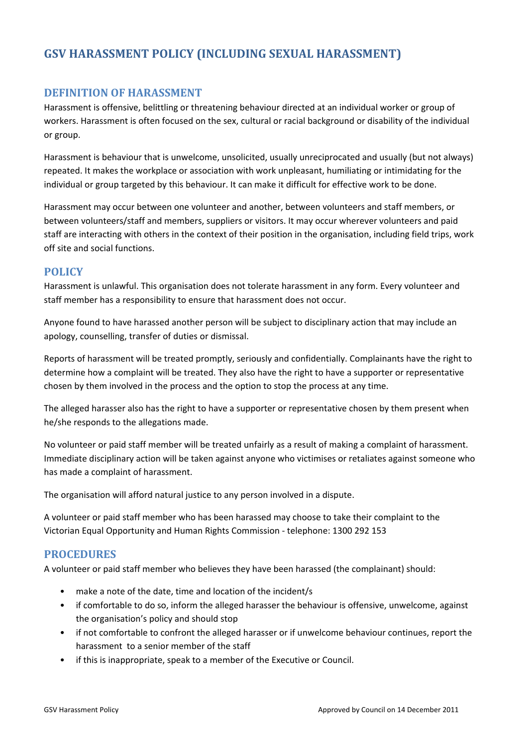# GSV HARASSMENT POLICY (INCLUDING SEXUAL HARASSMENT)

## DEFINITION OF HARASSMENT

Harassment is offensive, belittling or threatening behaviour directed at an individual worker or group of workers. Harassment is often focused on the sex, cultural or racial background or disability of the individual or group.

Harassment is behaviour that is unwelcome, unsolicited, usually unreciprocated and usually (but not always) repeated. It makes the workplace or association with work unpleasant, humiliating or intimidating for the individual or group targeted by this behaviour. It can make it difficult for effective work to be done.

Harassment may occur between one volunteer and another, between volunteers and staff members, or between volunteers/staff and members, suppliers or visitors. It may occur wherever volunteers and paid staff are interacting with others in the context of their position in the organisation, including field trips, work off site and social functions.

## POLICY

Harassment is unlawful. This organisation does not tolerate harassment in any form. Every volunteer and staff member has a responsibility to ensure that harassment does not occur.

Anyone found to have harassed another person will be subject to disciplinary action that may include an apology, counselling, transfer of duties or dismissal.

Reports of harassment will be treated promptly, seriously and confidentially. Complainants have the right to determine how a complaint will be treated. They also have the right to have a supporter or representative chosen by them involved in the process and the option to stop the process at any time.

The alleged harasser also has the right to have a supporter or representative chosen by them present when he/she responds to the allegations made.

No volunteer or paid staff member will be treated unfairly as a result of making a complaint of harassment. Immediate disciplinary action will be taken against anyone who victimises or retaliates against someone who has made a complaint of harassment.

The organisation will afford natural justice to any person involved in a dispute.

A volunteer or paid staff member who has been harassed may choose to take their complaint to the Victorian Equal Opportunity and Human Rights Commission - telephone: 1300 292 153

## PROCEDURES

A volunteer or paid staff member who believes they have been harassed (the complainant) should:

- make a note of the date, time and location of the incident/s
- if comfortable to do so, inform the alleged harasser the behaviour is offensive, unwelcome, against the organisation's policy and should stop
- if not comfortable to confront the alleged harasser or if unwelcome behaviour continues, report the harassment to a senior member of the staff
- if this is inappropriate, speak to a member of the Executive or Council.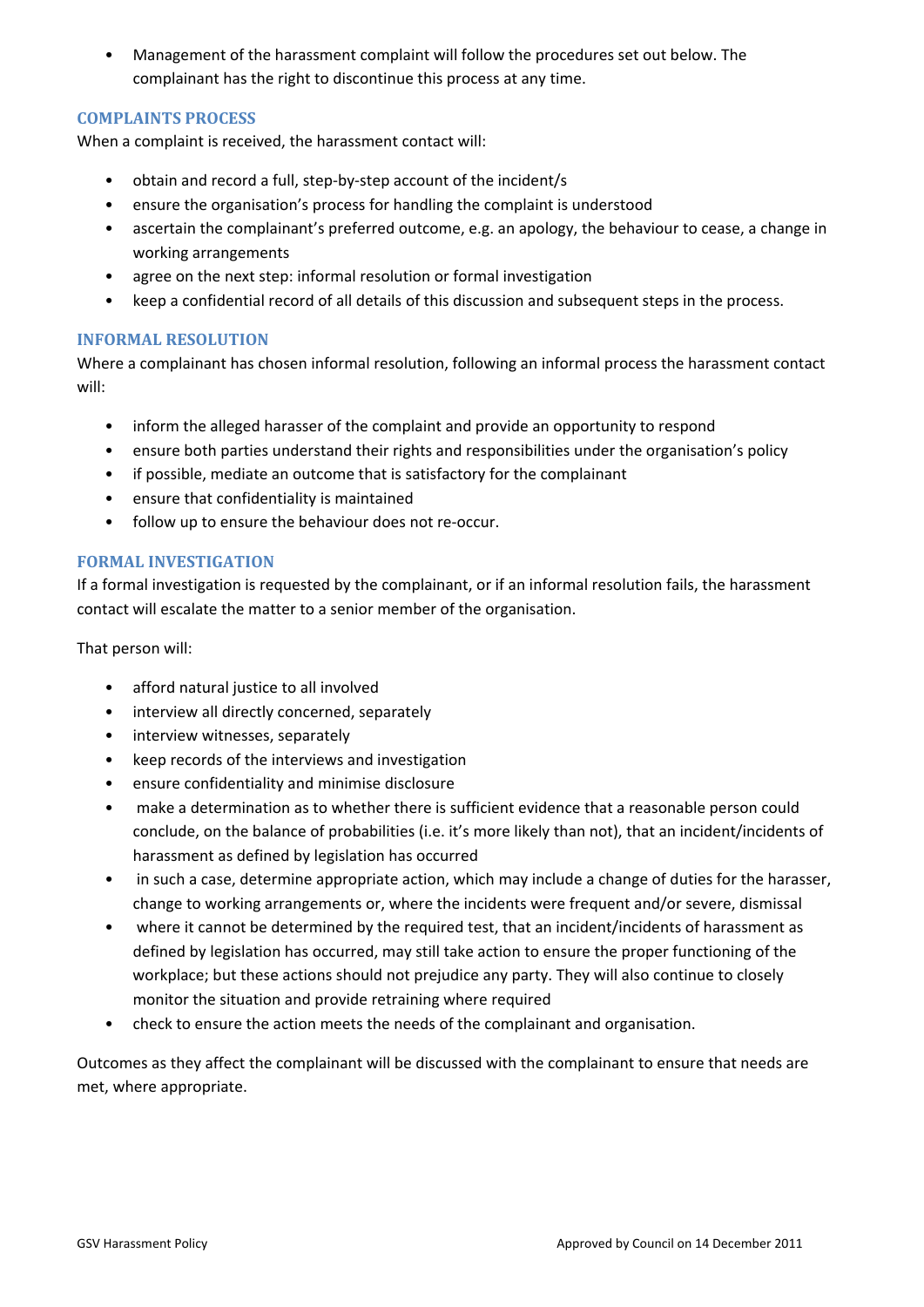- Management of the harassment complaint will follow the procedures set out below. The complainant has the right to discontinue this process at any time.

## COMPLAINTS PROCESS

When a complaint is received, the harassment contact will:

- obtain and record a full, step-by-step account of the incident/s
- ensure the organisation's process for handling the complaint is understood
- ascertain the complainant's preferred outcome, e.g. an apology, the behaviour to cease, a change in working arrangements
- agree on the next step: informal resolution or formal investigation
- keep a confidential record of all details of this discussion and subsequent steps in the process.

## INFORMAL RESOLUTION

Where a complainant has chosen informal resolution, following an informal process the harassment contact will:

- inform the alleged harasser of the complaint and provide an opportunity to respond
- ensure both parties understand their rights and responsibilities under the organisation's policy
- if possible, mediate an outcome that is satisfactory for the complainant
- ensure that confidentiality is maintained
- follow up to ensure the behaviour does not re-occur.

## FORMAL INVESTIGATION

If a formal investigation is requested by the complainant, or if an informal resolution fails, the harassment contact will escalate the matter to a senior member of the organisation.

That person will:

- afford natural justice to all involved
- interview all directly concerned, separately
- interview witnesses, separately
- keep records of the interviews and investigation
- ensure confidentiality and minimise disclosure
- make a determination as to whether there is sufficient evidence that a reasonable person could conclude, on the balance of probabilities (i.e. it's more likely than not), that an incident/incidents of harassment as defined by legislation has occurred
- in such a case, determine appropriate action, which may include a change of duties for the harasser, change to working arrangements or, where the incidents were frequent and/or severe, dismissal
- where it cannot be determined by the required test, that an incident/incidents of harassment as defined by legislation has occurred, may still take action to ensure the proper functioning of the workplace; but these actions should not prejudice any party. They will also continue to closely monitor the situation and provide retraining where required
- check to ensure the action meets the needs of the complainant and organisation.

Outcomes as they affect the complainant will be discussed with the complainant to ensure that needs are met, where appropriate.